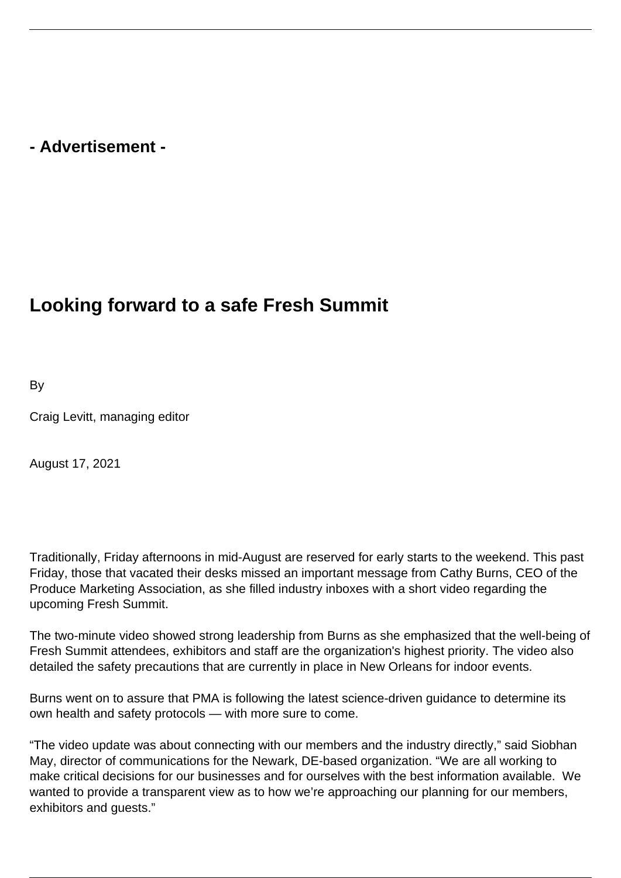- Advertisement -

# Looking forward to a safe Fresh Summit

By

Craig Levitt, managing editor

August 17, 2021

Traditionally, Friday afternoons in mid-August are reserved for early starts to the weekend. This past Friday, those that vacated their desks missed an important message from Cathy Burns, CEO of the Produce Marketing Association, as she filled industry inboxes with a short video regarding the upcoming Fresh Summit.

The two-minute video showed strong leadership from Burns as she emphasized that the well-being of Fresh Summit attendees, exhibitors and staff are the organization's highest priority. The video also detailed the safety precautions that are currently in place in New Orleans for indoor events.

Burns went on to assure that PMA is following the latest science-driven guidance to determine its own health and safety protocols — with more sure to come.

“The video update was about connecting with our members and the industry directly,” said Siobhan May, director of communications for the Newark, DE-based organization. “We are all working to make critical decisions for our businesses and for ourselves with the best information available.  We wanted to provide a transparent view as to how we’re approaching our planning for our members, exhibitors and guests.”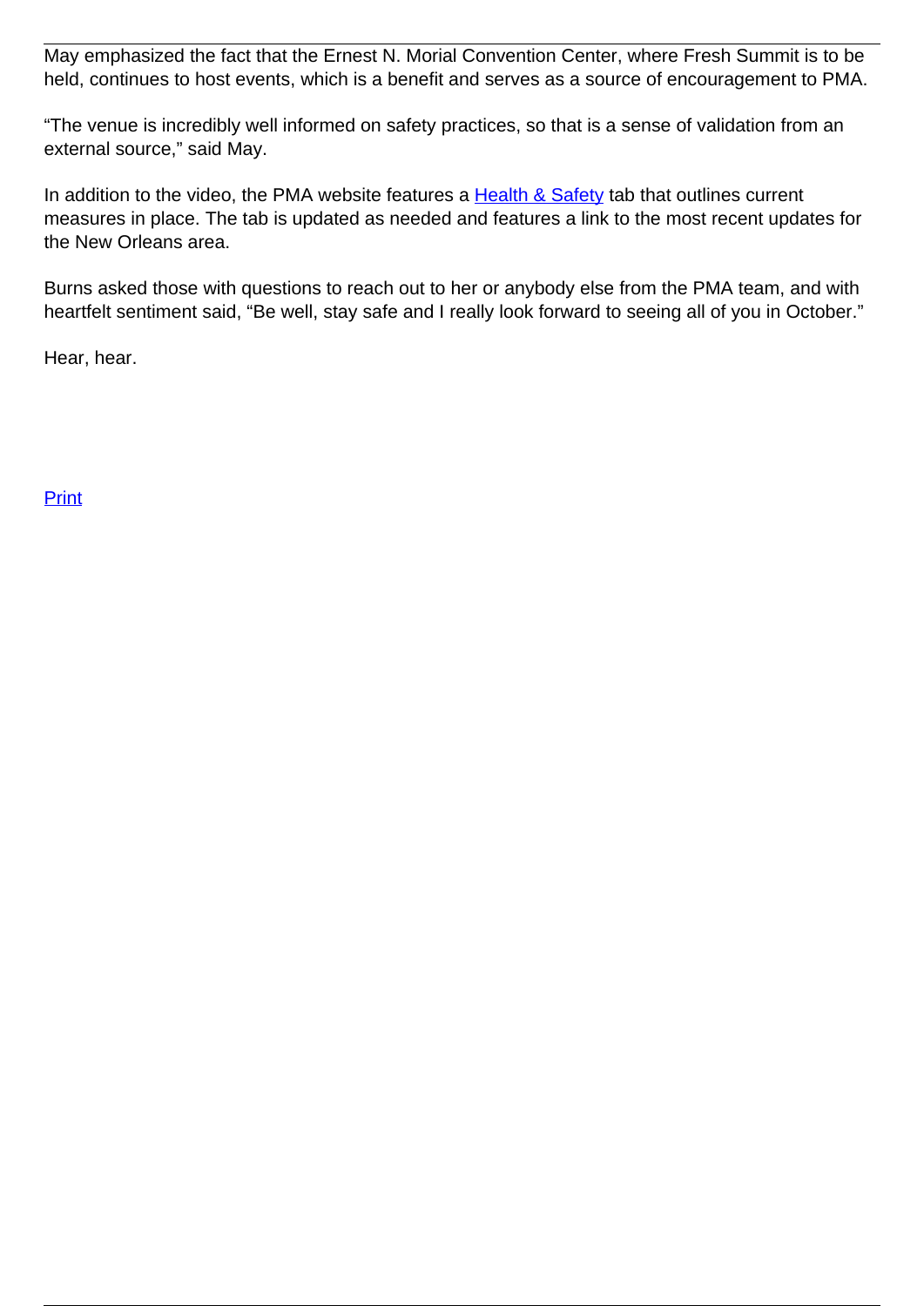May emphasized the fact that the Ernest N. Morial Convention Center, where Fresh Summit is to be held, continues to host events, which is a benefit and serves as a source of encouragement to PMA.

“The venue is incredibly well informed on safety practices, so that is a sense of validation from an external source,” said May.

In addition to the video, the PMA website features a Health & Safety tab that outlines current measures in place. The tab is updated as needed and features a link to the most recent updates for the New Orleans area.

Burns asked those with questions to reach out to her or anybody else from the PMA team, and with heartfelt sentiment said, “Be well, stay safe and I really look forward to seeing all of you in October.”

Hear, hear.

Print